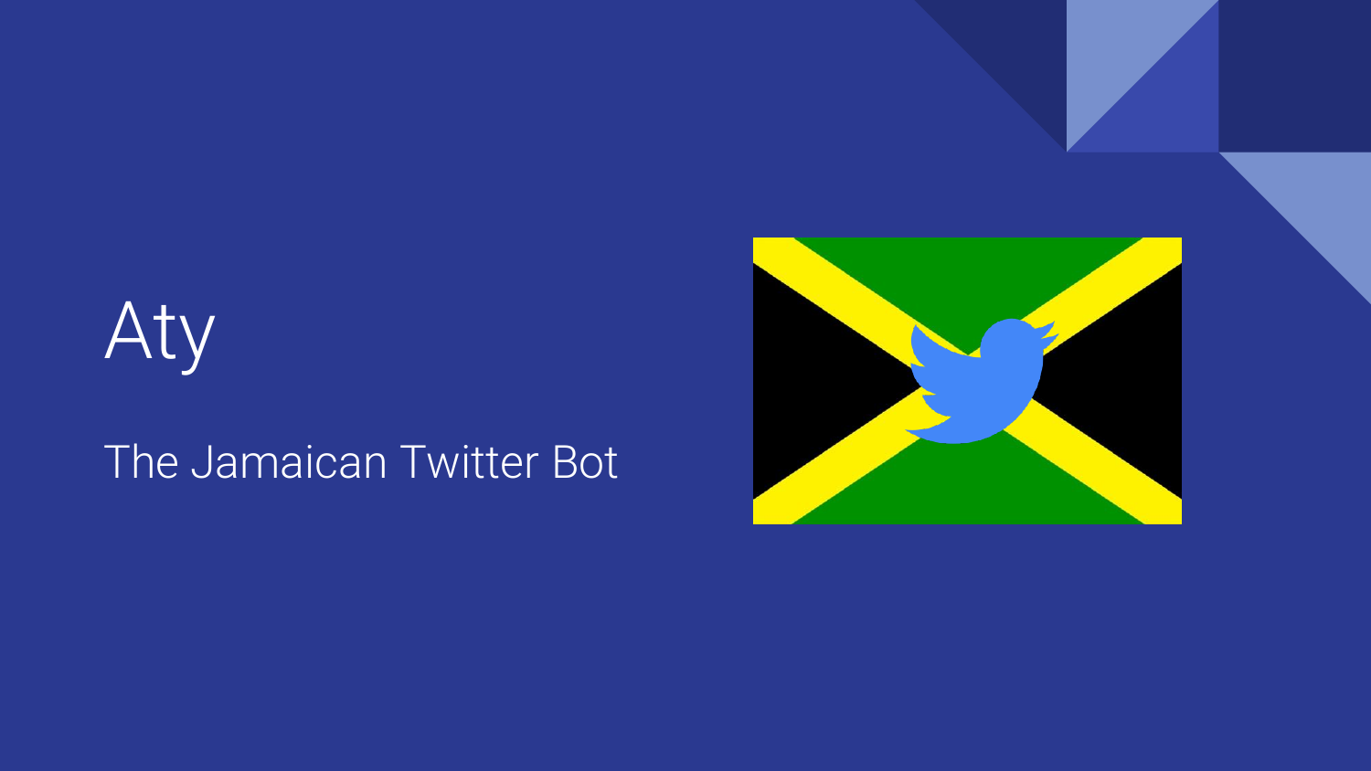# Aty

The Jamaican Twitter Bot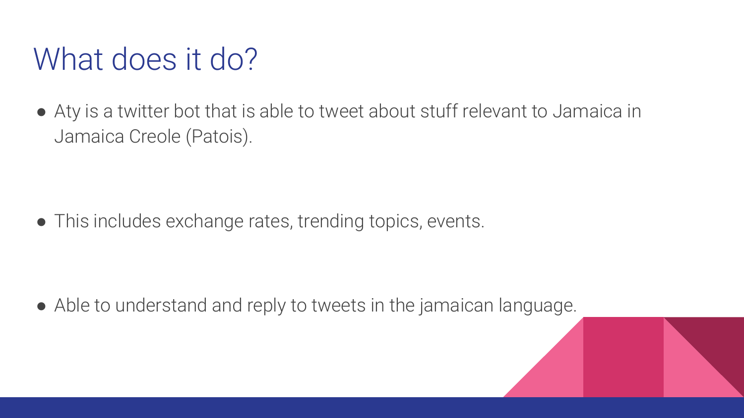# What does it do?

- Aty is a twitter bot that is able to tweet about stuff relevant to Jamaica in Jamaica Creole (Patois).

- This includes exchange rates, trending topics, events.

- Able to understand and reply to tweets in the jamaican language.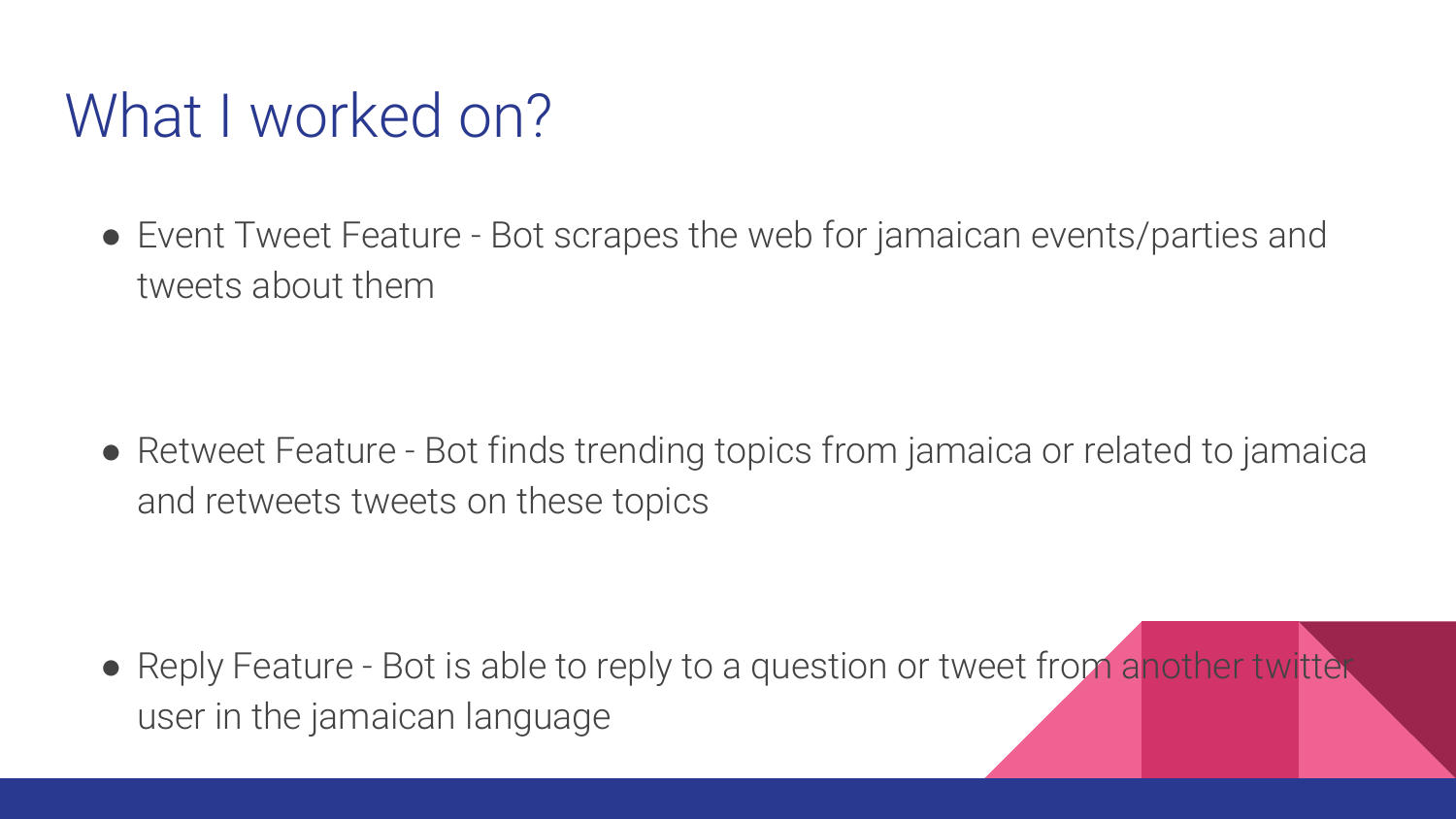# What I worked on?

- Event Tweet Feature - Bot scrapes the web for jamaican events/parties and tweets about them

- Retweet Feature - Bot finds trending topics from jamaica or related to jamaica and retweets tweets on these topics

- Reply Feature - Bot is able to reply to a question or tweet from another twitter user in the jamaican language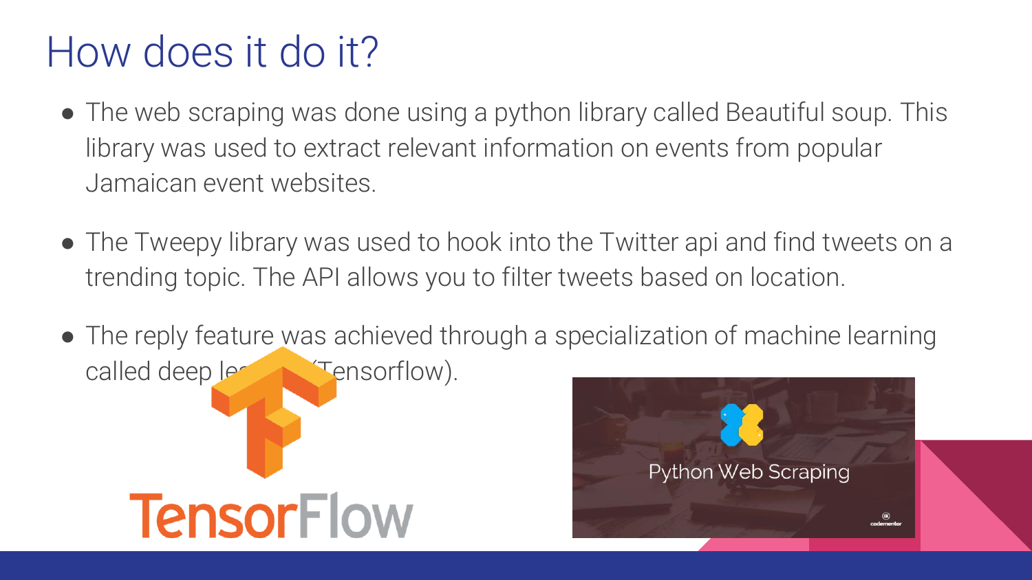# How does it do it?

- The web scraping was done using a python library called Beautiful soup. This library was used to extract relevant information on events from popular Jamaican event websites.

- The Tweepy library was used to hook into the Twitter api and find tweets on a trending topic. The API allows you to filter tweets based on location.

- The reply feature was achieved through a specialization of machine learning called deep learning (Tensorflow).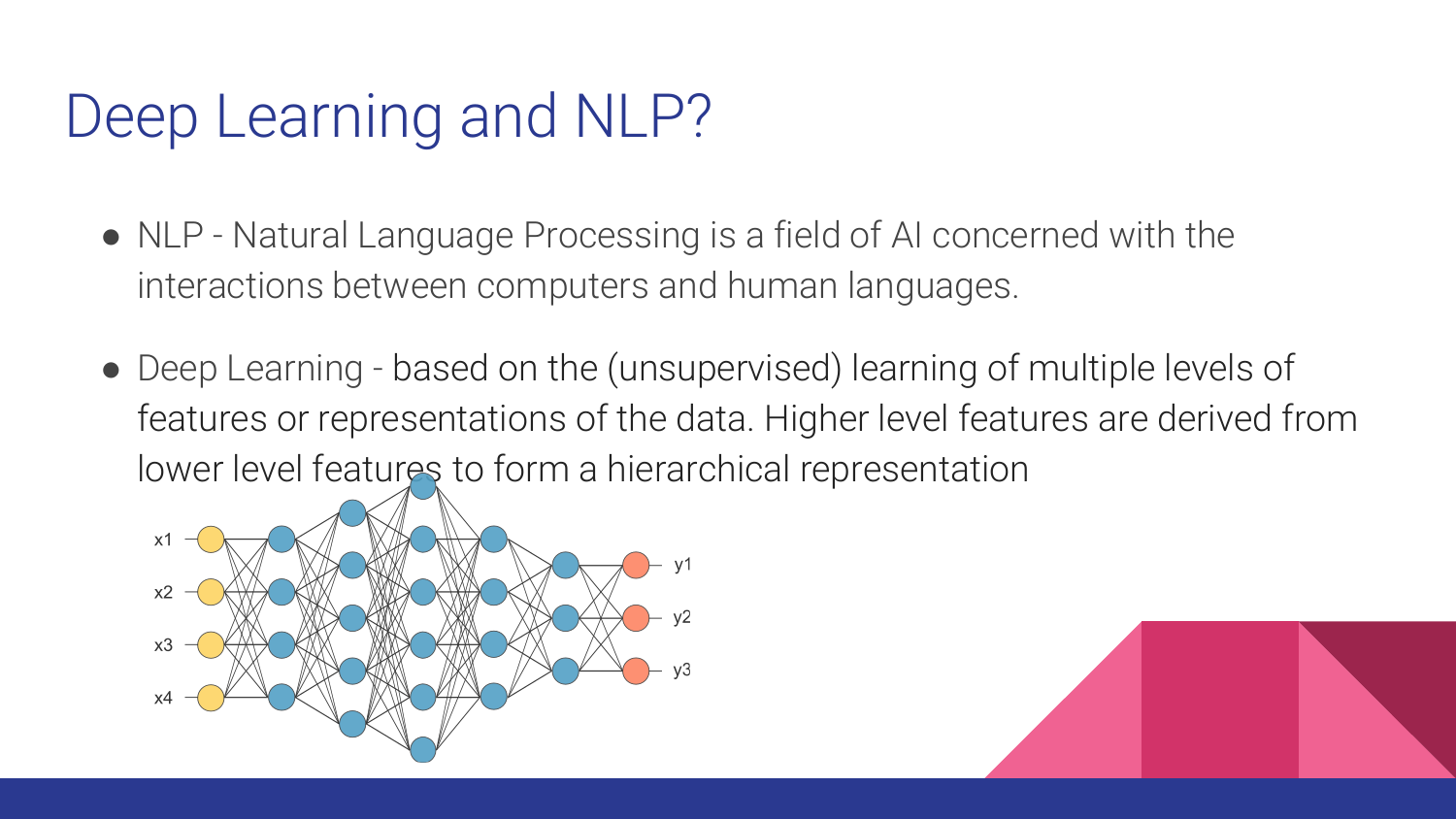# Deep Learning and NLP?

- NLP - Natural Language Processing is a field of AI concerned with the interactions between computers and human languages.
- Deep Learning - based on the (unsupervised) learning of multiple levels of features or representations of the data. Higher level features are derived from lower level features to form a hierarchical representation

x1
x2
x3
x4
y1
y2
y3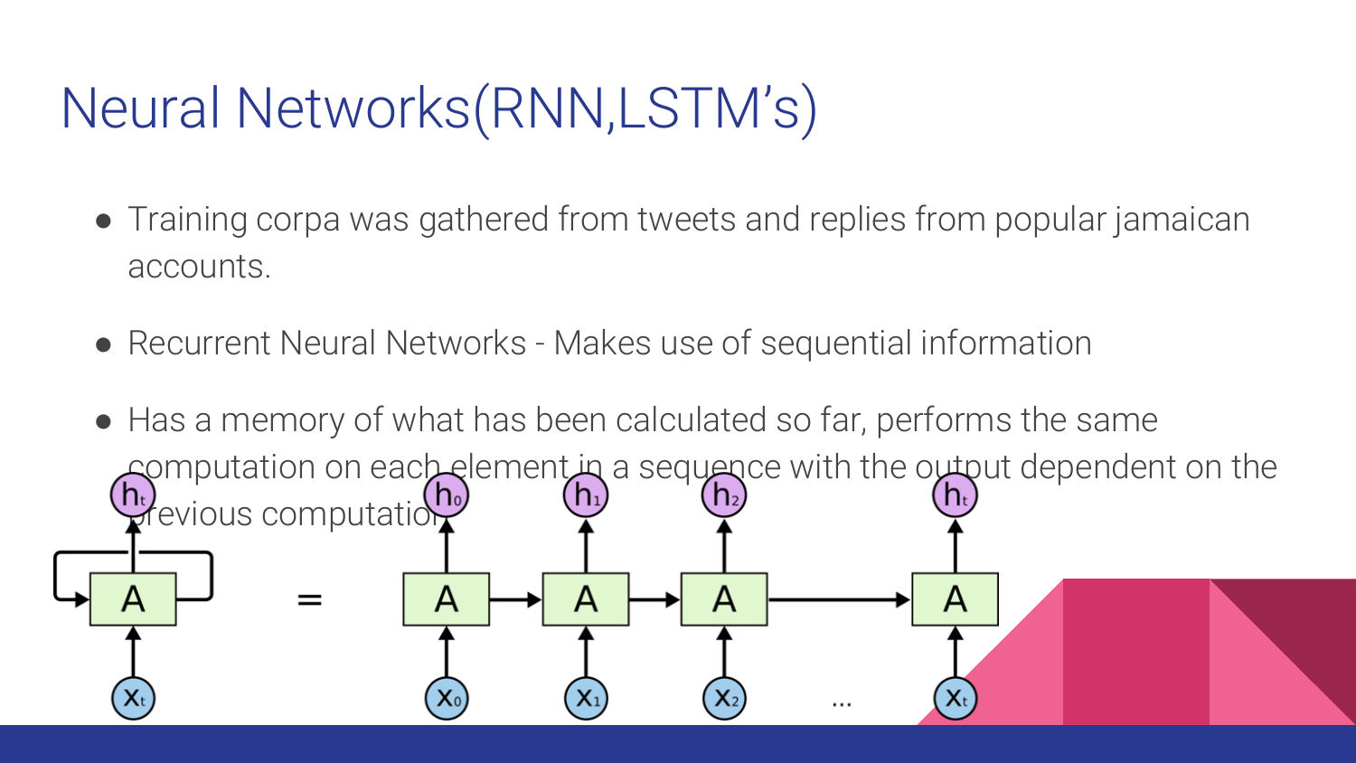# Neural Networks(RNN,LSTM's)

- Training corpa was gathered from tweets and replies from popular jamaican accounts.
- Recurrent Neural Networks - Makes use of sequential information
- Has a memory of what has been calculated so far, performs the same computation on each element in a sequence with the output dependent on the previous computation

$h_t$ $h_0$ $h_1$ $h_2$ $h_t$

A = A A A A

$x_t$ $x_0$ $x_1$ $x_2$ ... $x_t$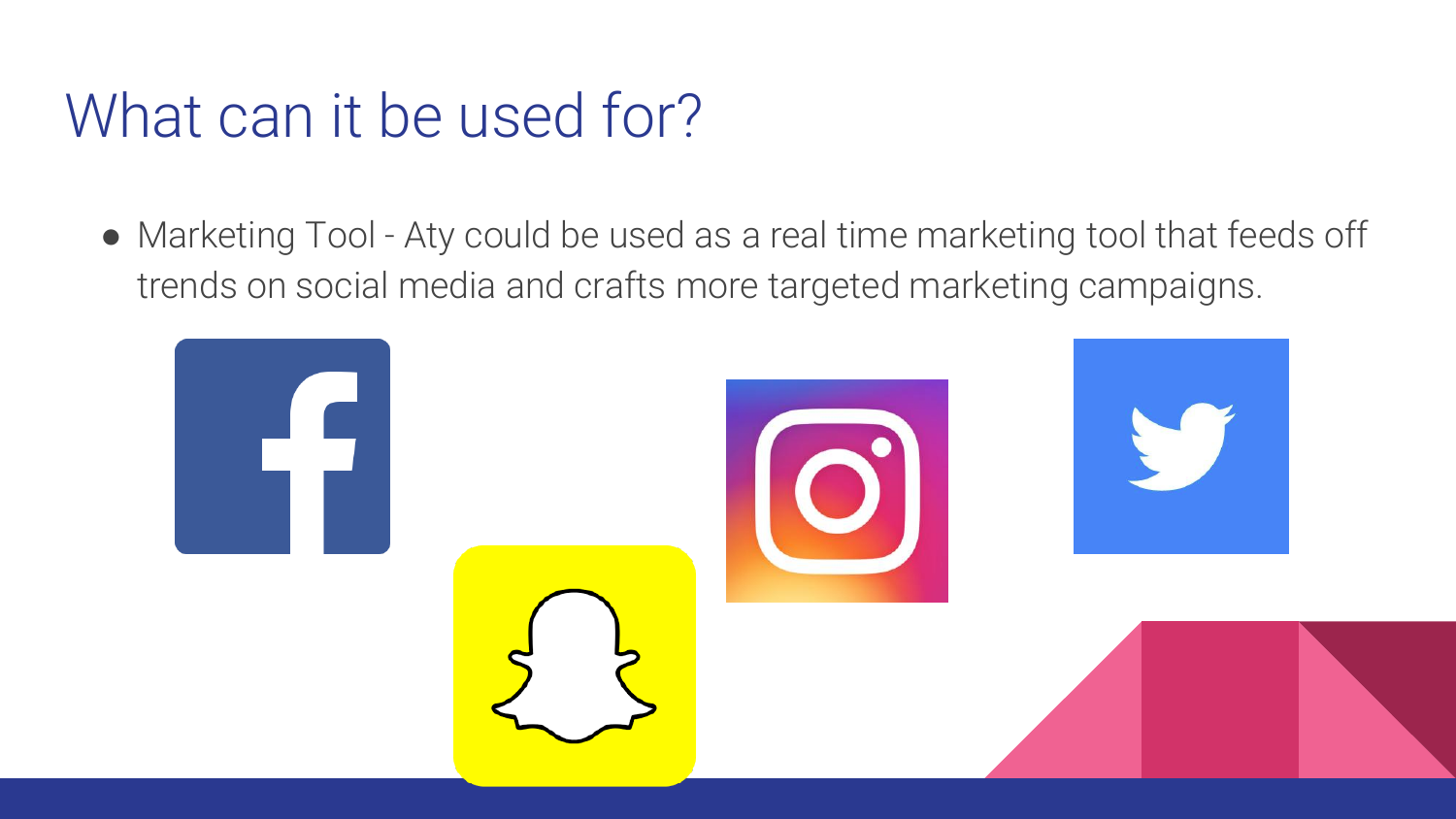# What can it be used for?

- Marketing Tool - Aty could be used as a real time marketing tool that feeds off trends on social media and crafts more targeted marketing campaigns.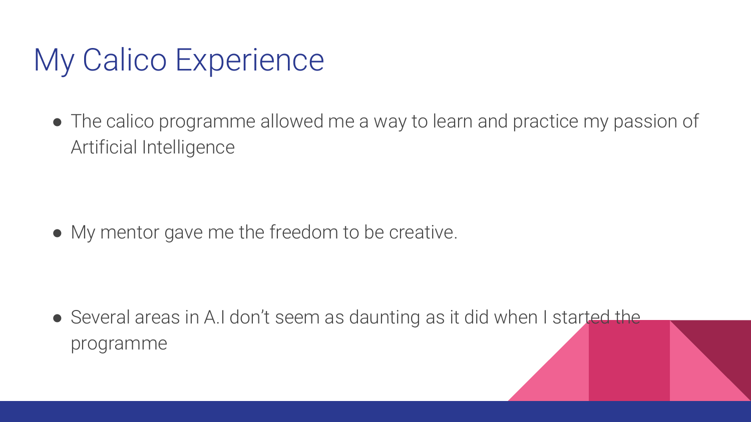# My Calico Experience

- The calico programme allowed me a way to learn and practice my passion of Artificial Intelligence

- My mentor gave me the freedom to be creative.

- Several areas in A.I don't seem as daunting as it did when I started the programme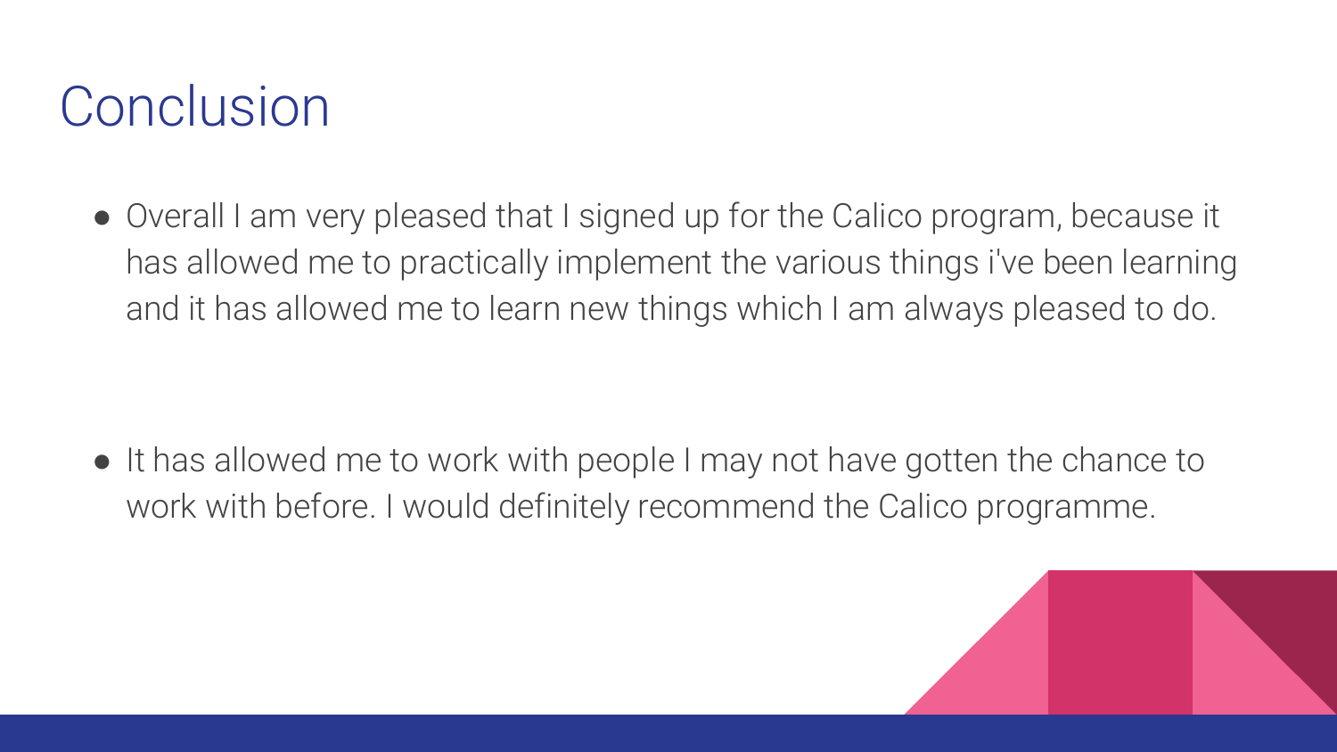# Conclusion

- Overall I am very pleased that I signed up for the Calico program, because it has allowed me to practically implement the various things i've been learning and it has allowed me to learn new things which I am always pleased to do.

- It has allowed me to work with people I may not have gotten the chance to work with before. I would definitely recommend the Calico programme.